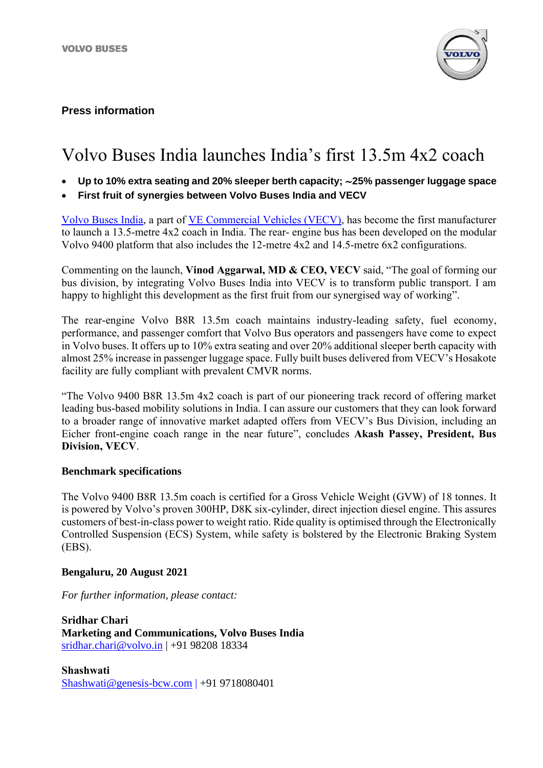VOLVO BUSES

**Press information**

# Volvo Buses India launches India's first 13.5m 4x2 coach

- **Up to 10% extra seating and 20% sleeper berth capacity; ~25% passenger luggage space**
- **First fruit of synergies between Volvo Buses India and VECV**

Volvo Buses India, a part of VE Commercial Vehicles (VECV), has become the first manufacturer to launch a 13.5-metre 4x2 coach in India. The rear- engine bus has been developed on the modular Volvo 9400 platform that also includes the 12-metre 4x2 and 14.5-metre 6x2 configurations.

Commenting on the launch, **Vinod Aggarwal, MD & CEO, VECV** said, "The goal of forming our bus division, by integrating Volvo Buses India into VECV is to transform public transport. I am happy to highlight this development as the first fruit from our synergised way of working".

The rear-engine Volvo B8R 13.5m coach maintains industry-leading safety, fuel economy, performance, and passenger comfort that Volvo Bus operators and passengers have come to expect in Volvo buses. It offers up to 10% extra seating and over 20% additional sleeper berth capacity with almost 25% increase in passenger luggage space. Fully built buses delivered from VECV's Hosakote facility are fully compliant with prevalent CMVR norms.

"The Volvo 9400 B8R 13.5m 4x2 coach is part of our pioneering track record of offering market leading bus-based mobility solutions in India. I can assure our customers that they can look forward to a broader range of innovative market adapted offers from VECV's Bus Division, including an Eicher front-engine coach range in the near future", concludes **Akash Passey, President, Bus Division, VECV**.

**Benchmark specifications**

The Volvo 9400 B8R 13.5m coach is certified for a Gross Vehicle Weight (GVW) of 18 tonnes. It is powered by Volvo's proven 300HP, D8K six-cylinder, direct injection diesel engine. This assures customers of best-in-class power to weight ratio. Ride quality is optimised through the Electronically Controlled Suspension (ECS) System, while safety is bolstered by the Electronic Braking System (EBS).

**Bengaluru, 20 August 2021**

*For further information, please contact:*

**Sridhar Chari**
**Marketing and Communications, Volvo Buses India**
sridhar.chari@volvo.in | +91 98208 18334

**Shashwati**
Shashwati@genesis-bcw.com | +91 9718080401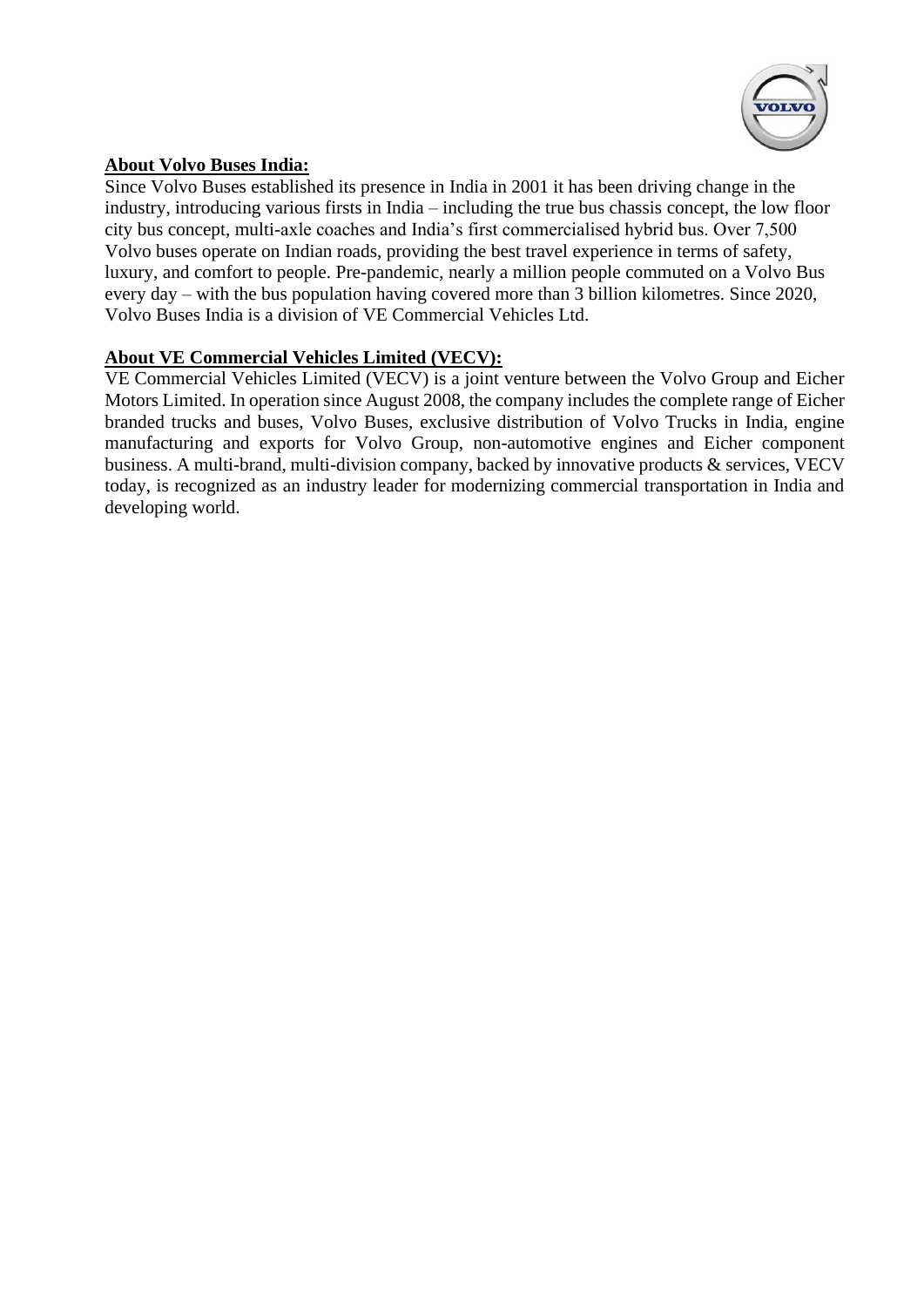**About Volvo Buses India:**

Since Volvo Buses established its presence in India in 2001 it has been driving change in the industry, introducing various firsts in India – including the true bus chassis concept, the low floor city bus concept, multi-axle coaches and India's first commercialised hybrid bus. Over 7,500 Volvo buses operate on Indian roads, providing the best travel experience in terms of safety, luxury, and comfort to people. Pre-pandemic, nearly a million people commuted on a Volvo Bus every day – with the bus population having covered more than 3 billion kilometres. Since 2020, Volvo Buses India is a division of VE Commercial Vehicles Ltd.

**About VE Commercial Vehicles Limited (VECV):**

VE Commercial Vehicles Limited (VECV) is a joint venture between the Volvo Group and Eicher Motors Limited. In operation since August 2008, the company includes the complete range of Eicher branded trucks and buses, Volvo Buses, exclusive distribution of Volvo Trucks in India, engine manufacturing and exports for Volvo Group, non-automotive engines and Eicher component business. A multi-brand, multi-division company, backed by innovative products & services, VECV today, is recognized as an industry leader for modernizing commercial transportation in India and developing world.